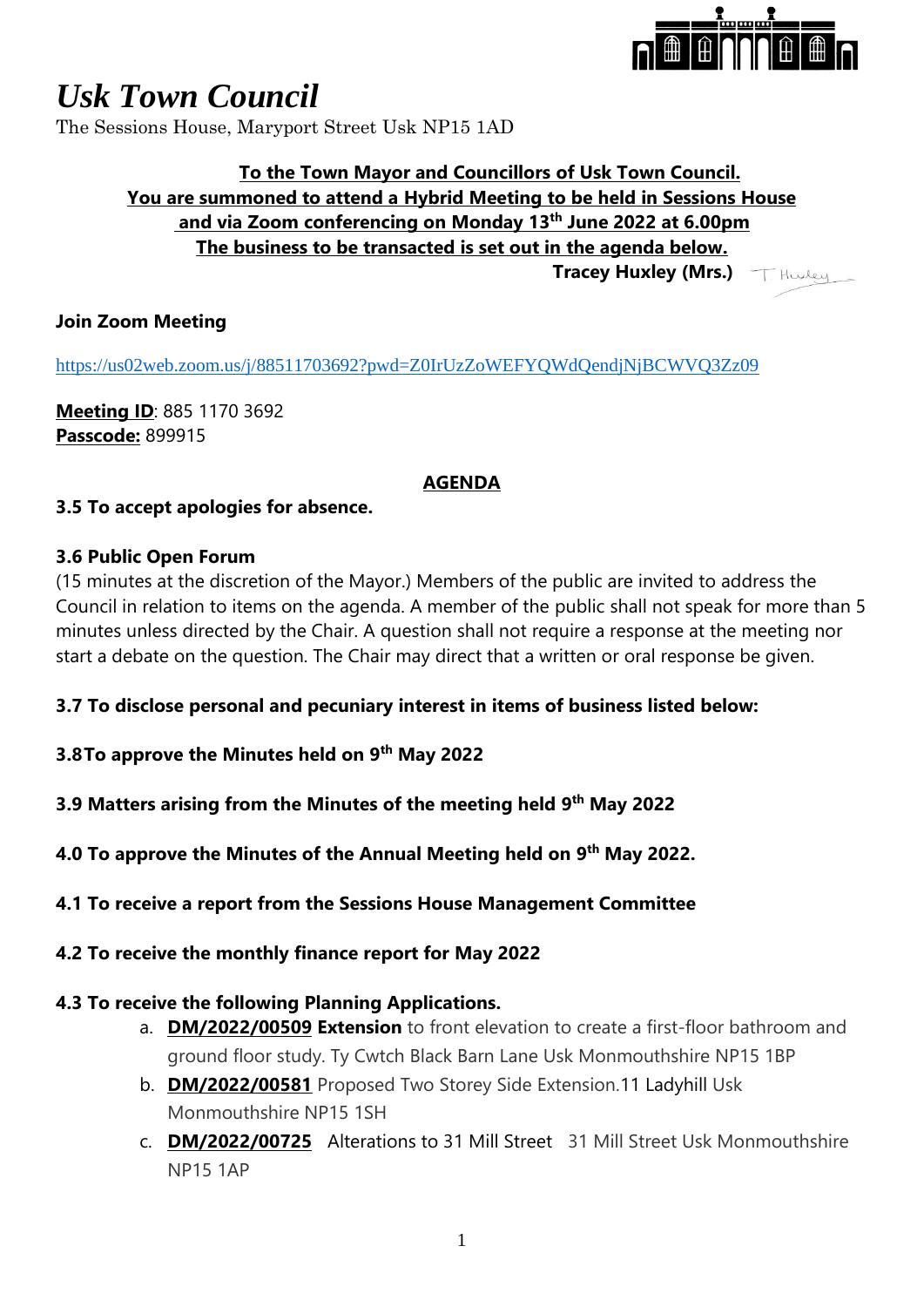# *Usk Town Council*

The Sessions House, Maryport Street Usk NP15 1AD

**To the Town Mayor and Councillors of Usk Town Council.**
**You are summoned to attend a Hybrid Meeting to be held in Sessions House and via Zoom conferencing on Monday 13th June 2022 at 6.00pm**
**The business to be transacted is set out in the agenda below.**

**Tracey Huxley (Mrs.)** T Huxley

**Join Zoom Meeting**

https://us02web.zoom.us/j/88511703692?pwd=Z0IrUzZoWEFYQWdQendjNjBCWVQ3Zz09

**Meeting ID**: 885 1170 3692
**Passcode:** 899915

## AGENDA

**3.5 To accept apologies for absence.**

**3.6 Public Open Forum**
(15 minutes at the discretion of the Mayor.) Members of the public are invited to address the Council in relation to items on the agenda. A member of the public shall not speak for more than 5 minutes unless directed by the Chair. A question shall not require a response at the meeting nor start a debate on the question. The Chair may direct that a written or oral response be given.

**3.7 To disclose personal and pecuniary interest in items of business listed below:**

**3.8 To approve the Minutes held on 9th May 2022**

**3.9 Matters arising from the Minutes of the meeting held 9th May 2022**

**4.0 To approve the Minutes of the Annual Meeting held on 9th May 2022.**

**4.1 To receive a report from the Sessions House Management Committee**

**4.2 To receive the monthly finance report for May 2022**

**4.3 To receive the following Planning Applications.**

a. **DM/2022/00509 Extension** to front elevation to create a first-floor bathroom and ground floor study. Ty Cwtch Black Barn Lane Usk Monmouthshire NP15 1BP
b. **DM/2022/00581** Proposed Two Storey Side Extension.11 Ladyhill Usk Monmouthshire NP15 1SH
c. **DM/2022/00725** Alterations to 31 Mill Street 31 Mill Street Usk Monmouthshire NP15 1AP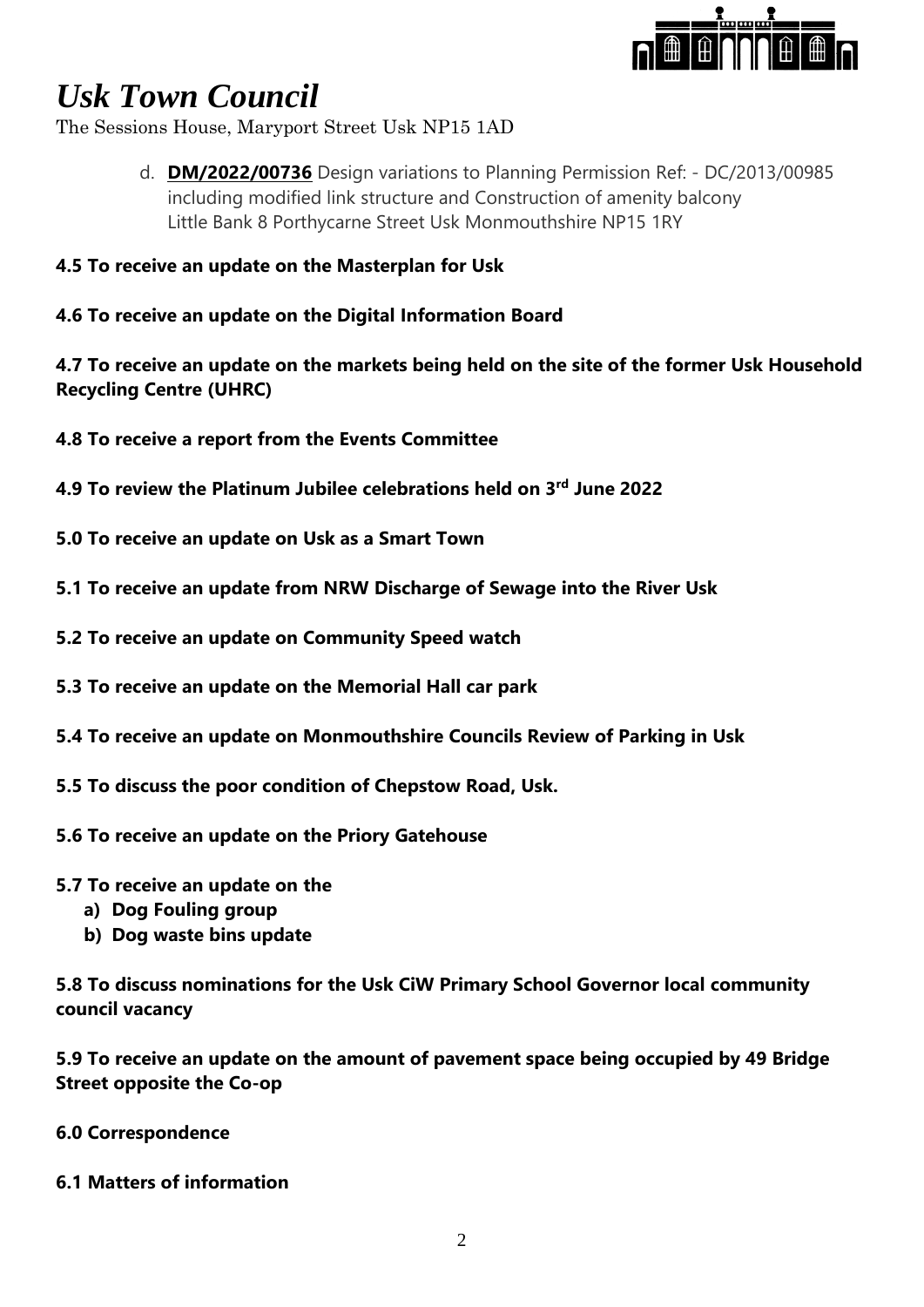# *Usk Town Council*

The Sessions House, Maryport Street Usk NP15 1AD

d. **DM/2022/00736** Design variations to Planning Permission Ref: - DC/2013/00985 including modified link structure and Construction of amenity balcony
Little Bank 8 Porthycarne Street Usk Monmouthshire NP15 1RY

**4.5 To receive an update on the Masterplan for Usk**

**4.6 To receive an update on the Digital Information Board**

**4.7 To receive an update on the markets being held on the site of the former Usk Household Recycling Centre (UHRC)**

**4.8 To receive a report from the Events Committee**

**4.9 To review the Platinum Jubilee celebrations held on 3rd June 2022**

**5.0 To receive an update on Usk as a Smart Town**

**5.1 To receive an update from NRW Discharge of Sewage into the River Usk**

**5.2 To receive an update on Community Speed watch**

**5.3 To receive an update on the Memorial Hall car park**

**5.4 To receive an update on Monmouthshire Councils Review of Parking in Usk**

**5.5 To discuss the poor condition of Chepstow Road, Usk.**

**5.6 To receive an update on the Priory Gatehouse**

**5.7 To receive an update on the**

**a) Dog Fouling group**

**b) Dog waste bins update**

**5.8 To discuss nominations for the Usk CiW Primary School Governor local community council vacancy**

**5.9 To receive an update on the amount of pavement space being occupied by 49 Bridge Street opposite the Co-op**

**6.0 Correspondence**

**6.1 Matters of information**